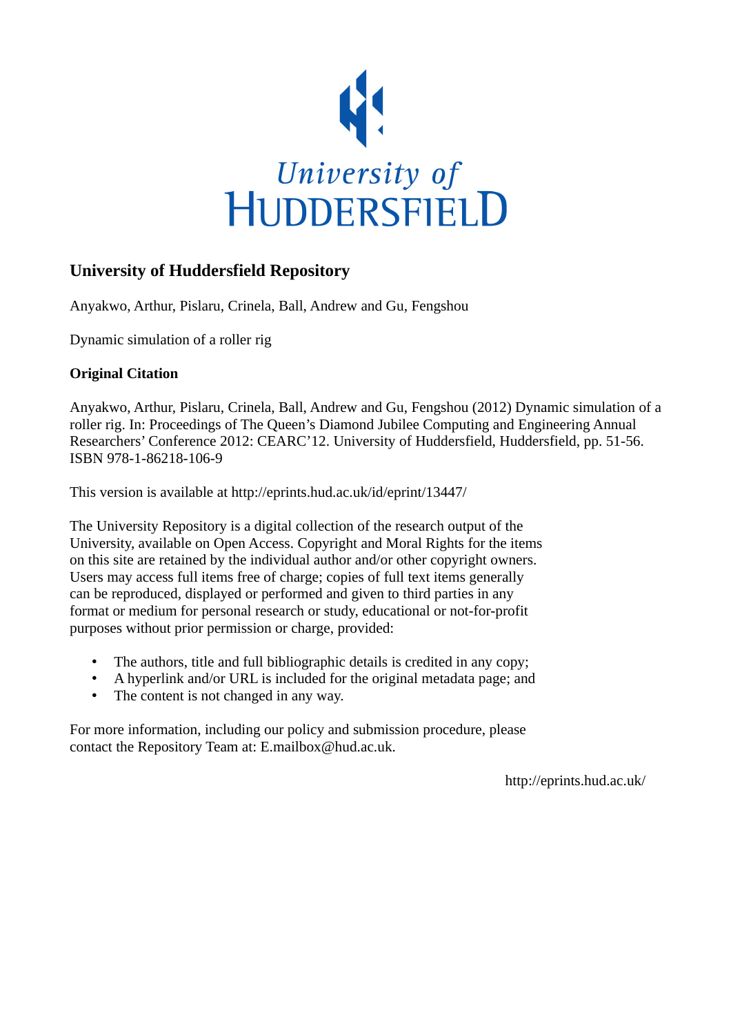University of Huddersfield

# University of Huddersfield Repository

Anyakwo, Arthur, Pislaru, Crinela, Ball, Andrew and Gu, Fengshou

Dynamic simulation of a roller rig

### Original Citation

Anyakwo, Arthur, Pislaru, Crinela, Ball, Andrew and Gu, Fengshou (2012) Dynamic simulation of a roller rig. In: Proceedings of The Queen's Diamond Jubilee Computing and Engineering Annual Researchers' Conference 2012: CEARC'12. University of Huddersfield, Huddersfield, pp. 51-56. ISBN 978-1-86218-106-9

This version is available at http://eprints.hud.ac.uk/id/eprint/13447/

The University Repository is a digital collection of the research output of the University, available on Open Access. Copyright and Moral Rights for the items on this site are retained by the individual author and/or other copyright owners. Users may access full items free of charge; copies of full text items generally can be reproduced, displayed or performed and given to third parties in any format or medium for personal research or study, educational or not-for-profit purposes without prior permission or charge, provided:

- The authors, title and full bibliographic details is credited in any copy;
- A hyperlink and/or URL is included for the original metadata page; and
- The content is not changed in any way.

For more information, including our policy and submission procedure, please contact the Repository Team at: E.mailbox@hud.ac.uk.

http://eprints.hud.ac.uk/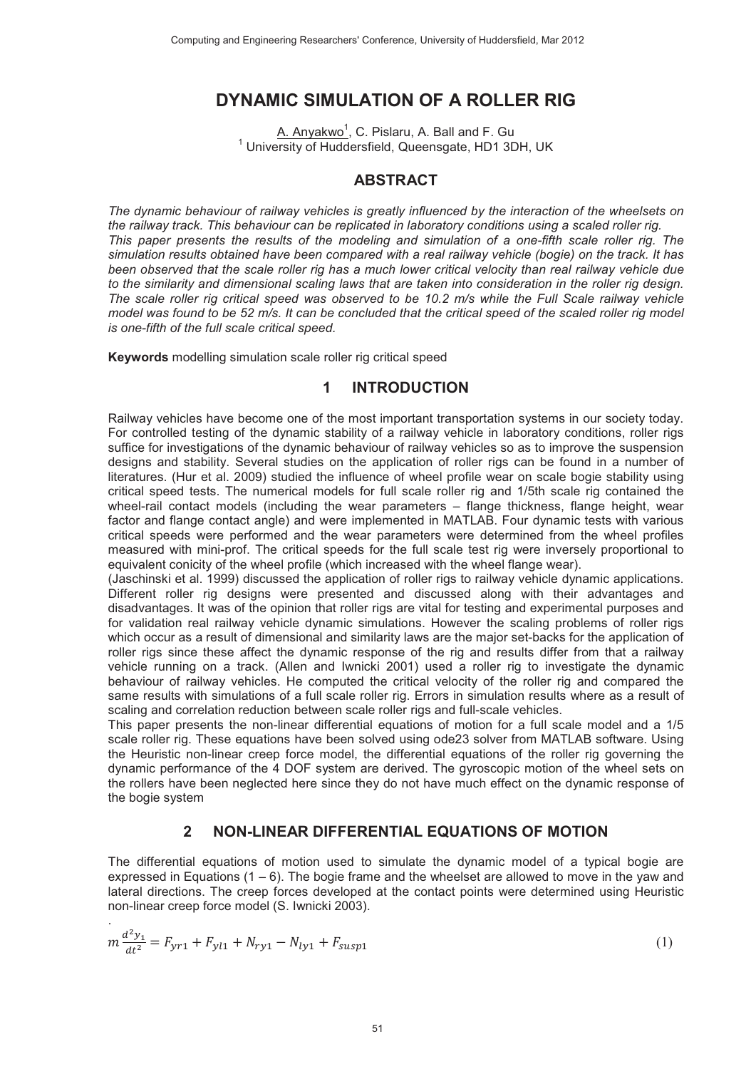# DYNAMIC SIMULATION OF A ROLLER RIG

A. Anyakwo[1], C. Pislaru, A. Ball and F. Gu

[1] University of Huddersfield, Queensgate, HD1 3DH, UK

## ABSTRACT

*The dynamic behaviour of railway vehicles is greatly influenced by the interaction of the wheelsets on the railway track. This behaviour can be replicated in laboratory conditions using a scaled roller rig. This paper presents the results of the modeling and simulation of a one-fifth scale roller rig. The simulation results obtained have been compared with a real railway vehicle (bogie) on the track. It has been observed that the scale roller rig has a much lower critical velocity than real railway vehicle due to the similarity and dimensional scaling laws that are taken into consideration in the roller rig design. The scale roller rig critical speed was observed to be 10.2 m/s while the Full Scale railway vehicle model was found to be 52 m/s. It can be concluded that the critical speed of the scaled roller rig model is one-fifth of the full scale critical speed.*

**Keywords** modelling simulation scale roller rig critical speed

## 1 INTRODUCTION

Railway vehicles have become one of the most important transportation systems in our society today. For controlled testing of the dynamic stability of a railway vehicle in laboratory conditions, roller rigs suffice for investigations of the dynamic behaviour of railway vehicles so as to improve the suspension designs and stability. Several studies on the application of roller rigs can be found in a number of literatures. (Hur et al. 2009) studied the influence of wheel profile wear on scale bogie stability using critical speed tests. The numerical models for full scale roller rig and 1/5th scale rig contained the wheel-rail contact models (including the wear parameters – flange thickness, flange height, wear factor and flange contact angle) and were implemented in MATLAB. Four dynamic tests with various critical speeds were performed and the wear parameters were determined from the wheel profiles measured with mini-prof. The critical speeds for the full scale test rig were inversely proportional to equivalent conicity of the wheel profile (which increased with the wheel flange wear).

(Jaschinski et al. 1999) discussed the application of roller rigs to railway vehicle dynamic applications. Different roller rig designs were presented and discussed along with their advantages and disadvantages. It was of the opinion that roller rigs are vital for testing and experimental purposes and for validation real railway vehicle dynamic simulations. However the scaling problems of roller rigs which occur as a result of dimensional and similarity laws are the major set-backs for the application of roller rigs since these affect the dynamic response of the rig and results differ from that a railway vehicle running on a track. (Allen and Iwnicki 2001) used a roller rig to investigate the dynamic behaviour of railway vehicles. He computed the critical velocity of the roller rig and compared the same results with simulations of a full scale roller rig. Errors in simulation results where as a result of scaling and correlation reduction between scale roller rigs and full-scale vehicles.

This paper presents the non-linear differential equations of motion for a full scale model and a 1/5 scale roller rig. These equations have been solved using ode23 solver from MATLAB software. Using the Heuristic non-linear creep force model, the differential equations of the roller rig governing the dynamic performance of the 4 DOF system are derived. The gyroscopic motion of the wheel sets on the rollers have been neglected here since they do not have much effect on the dynamic response of the bogie system

## 2 NON-LINEAR DIFFERENTIAL EQUATIONS OF MOTION

The differential equations of motion used to simulate the dynamic model of a typical bogie are expressed in Equations (1 – 6). The bogie frame and the wheelset are allowed to move in the yaw and lateral directions. The creep forces developed at the contact points were determined using Heuristic non-linear creep force model (S. Iwnicki 2003).

$$m\frac{d^2y_1}{dt^2} = F_{yr1} + F_{yl1} + N_{ry1} - N_{ly1} + F_{susp1} \tag{1}$$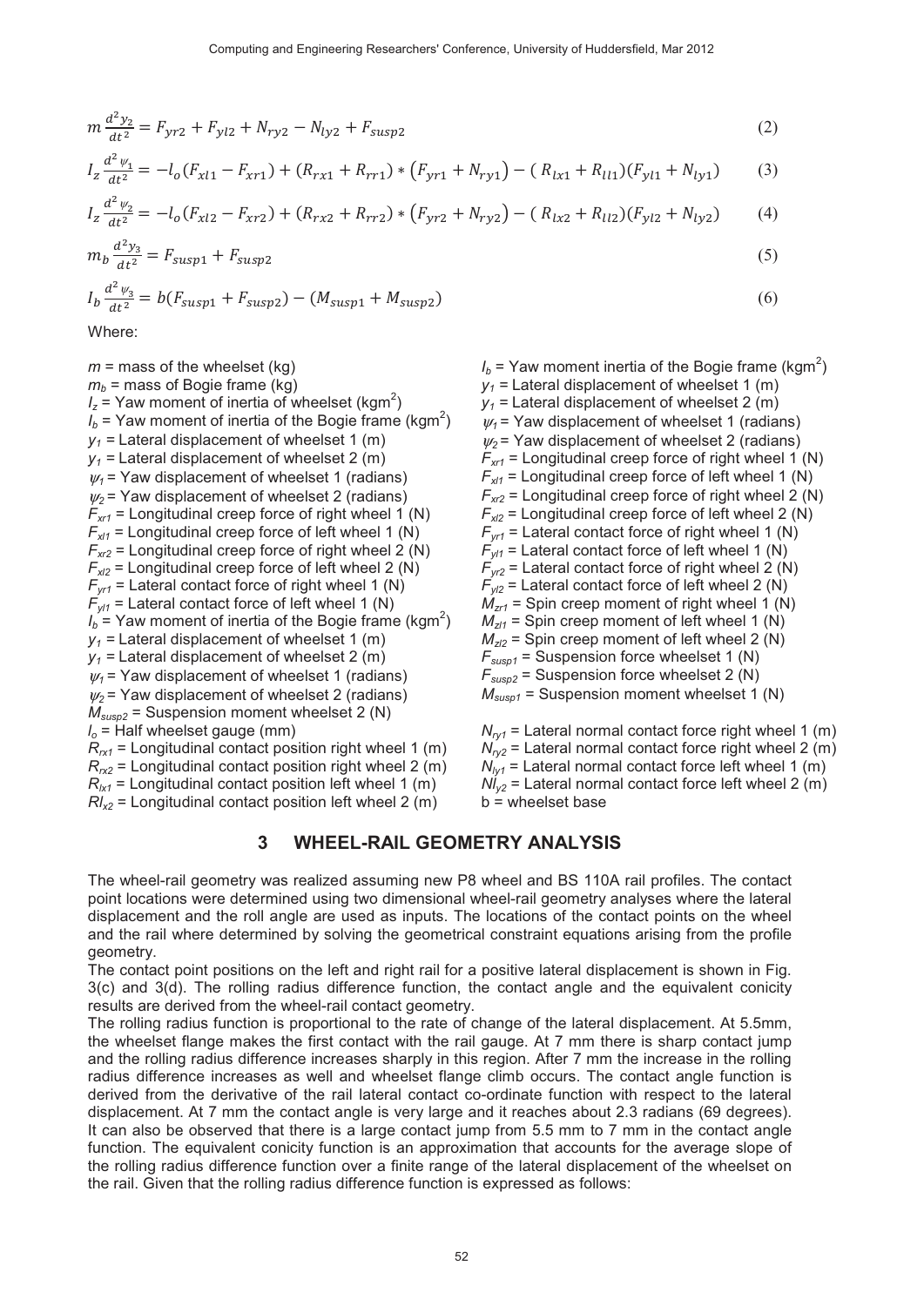$$m\frac{d^2y_2}{dt^2} = F_{yr2} + F_{yl2} + N_{ry2} - N_{ly2} + F_{susp2} \tag{2}$$

$$I_z\frac{d^2\psi_1}{dt^2} = -l_o(F_{xl1} - F_{xr1}) + (R_{rx1} + R_{rr1}) * (F_{yr1} + N_{ry1}) - (R_{lx1} + R_{ll1})(F_{yl1} + N_{ly1}) \tag{3}$$

$$I_z\frac{d^2\psi_2}{dt^2} = -l_o(F_{xl2} - F_{xr2}) + (R_{rx2} + R_{rr2}) * (F_{yr2} + N_{ry2}) - (R_{lx2} + R_{ll2})(F_{yl2} + N_{ly2}) \tag{4}$$

$$m_b\frac{d^2y_3}{dt^2} = F_{susp1} + F_{susp2} \tag{5}$$

$$I_b\frac{d^2\psi_3}{dt^2} = b(F_{susp1} + F_{susp2}) - (M_{susp1} + M_{susp2}) \tag{6}$$

Where:

$m$ = mass of the wheelset (kg)
$m_b$ = mass of Bogie frame (kg)
$I_z$ = Yaw moment of inertia of wheelset (kgm$^2$)
$I_b$ = Yaw moment of inertia of the Bogie frame (kgm$^2$)
$y_1$ = Lateral displacement of wheelset 1 (m)
$y_1$ = Lateral displacement of wheelset 2 (m)
$\psi_1$ = Yaw displacement of wheelset 1 (radians)
$\psi_2$ = Yaw displacement of wheelset 2 (radians)
$F_{xr1}$ = Longitudinal creep force of right wheel 1 (N)
$F_{xl1}$ = Longitudinal creep force of left wheel 1 (N)
$F_{xr2}$ = Longitudinal creep force of right wheel 2 (N)
$F_{xl2}$ = Longitudinal creep force of left wheel 2 (N)
$F_{yr1}$ = Lateral contact force of right wheel 1 (N)
$F_{yl1}$ = Lateral contact force of left wheel 1 (N)
$I_b$ = Yaw moment of inertia of the Bogie frame (kgm$^2$)
$y_1$ = Lateral displacement of wheelset 1 (m)
$y_1$ = Lateral displacement of wheelset 2 (m)
$\psi_1$ = Yaw displacement of wheelset 1 (radians)
$\psi_2$ = Yaw displacement of wheelset 2 (radians)
$M_{susp2}$ = Suspension moment wheelset 2 (N)
$l_o$ = Half wheelset gauge (mm)
$R_{rx1}$ = Longitudinal contact position right wheel 1 (m)
$R_{rx2}$ = Longitudinal contact position right wheel 2 (m)
$R_{lx1}$ = Longitudinal contact position left wheel 1 (m)
$Rl_{x2}$ = Longitudinal contact position left wheel 2 (m)
$I_b$ = Yaw moment inertia of the Bogie frame (kgm$^2$)
$y_1$ = Lateral displacement of wheelset 1 (m)
$y_1$ = Lateral displacement of wheelset 2 (m)
$\psi_1$ = Yaw displacement of wheelset 1 (radians)
$\psi_2$ = Yaw displacement of wheelset 2 (radians)
$F_{xr1}$ = Longitudinal creep force of right wheel 1 (N)
$F_{xl1}$ = Longitudinal creep force of left wheel 1 (N)
$F_{xr2}$ = Longitudinal creep force of right wheel 2 (N)
$F_{xl2}$ = Longitudinal creep force of left wheel 2 (N)
$F_{yr1}$ = Lateral contact force of right wheel 1 (N)
$F_{yl1}$ = Lateral contact force of left wheel 1 (N)
$F_{yr2}$ = Lateral contact force of right wheel 2 (N)
$F_{yl2}$ = Lateral contact force of left wheel 2 (N)
$M_{zr1}$ = Spin creep moment of right wheel 1 (N)
$M_{zl1}$ = Spin creep moment of left wheel 1 (N)
$M_{zl2}$ = Spin creep moment of left wheel 2 (N)
$F_{susp1}$ = Suspension force wheelset 1 (N)
$F_{susp2}$ = Suspension force wheelset 2 (N)
$M_{susp1}$ = Suspension moment wheelset 1 (N)
$N_{ry1}$ = Lateral normal contact force right wheel 1 (m)
$N_{ry2}$ = Lateral normal contact force right wheel 2 (m)
$N_{ly1}$ = Lateral normal contact force left wheel 1 (m)
$Nl_{y2}$ = Lateral normal contact force left wheel 2 (m)
b = wheelset base

## 3 WHEEL-RAIL GEOMETRY ANALYSIS

The wheel-rail geometry was realized assuming new P8 wheel and BS 110A rail profiles. The contact point locations were determined using two dimensional wheel-rail geometry analyses where the lateral displacement and the roll angle are used as inputs. The locations of the contact points on the wheel and the rail where determined by solving the geometrical constraint equations arising from the profile geometry.

The contact point positions on the left and right rail for a positive lateral displacement is shown in Fig. 3(c) and 3(d). The rolling radius difference function, the contact angle and the equivalent conicity results are derived from the wheel-rail contact geometry.

The rolling radius function is proportional to the rate of change of the lateral displacement. At 5.5mm, the wheelset flange makes the first contact with the rail gauge. At 7 mm there is sharp contact jump and the rolling radius difference increases sharply in this region. After 7 mm the increase in the rolling radius difference increases as well and wheelset flange climb occurs. The contact angle function is derived from the derivative of the rail lateral contact co-ordinate function with respect to the lateral displacement. At 7 mm the contact angle is very large and it reaches about 2.3 radians (69 degrees). It can also be observed that there is a large contact jump from 5.5 mm to 7 mm in the contact angle function. The equivalent conicity function is an approximation that accounts for the average slope of the rolling radius difference function over a finite range of the lateral displacement of the wheelset on the rail. Given that the rolling radius difference function is expressed as follows: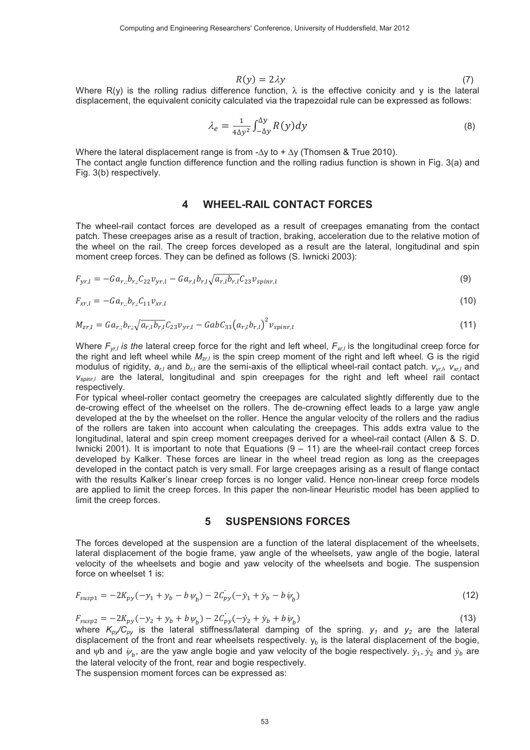$$R(y) = 2\lambda y \tag{7}$$

Where R(y) is the rolling radius difference function, $\lambda$ is the effective conicity and y is the lateral displacement, the equivalent conicity calculated via the trapezoidal rule can be expressed as follows:

$$\lambda_e = \frac{1}{4\Delta y^2}\int_{-\Delta y}^{\Delta y} R(y)dy \tag{8}$$

Where the lateral displacement range is from $-\Delta y$ to $+\Delta y$ (Thomsen & True 2010).
The contact angle function difference function and the rolling radius function is shown in Fig. 3(a) and Fig. 3(b) respectively.

## 4 WHEEL-RAIL CONTACT FORCES

The wheel-rail contact forces are developed as a result of creepages emanating from the contact patch. These creepages arise as a result of traction, braking, acceleration due to the relative motion of the wheel on the rail. The creep forces developed as a result are the lateral, longitudinal and spin moment creep forces. They can be defined as follows (S. Iwnicki 2003):

$$F_{yr,l} = -Ga_{r,;}b_{r,;}C_{22}v_{yr,l} - Ga_{r,l}b_{r,l}\sqrt{a_{r,l}b_{r,l}}C_{23}v_{spinr,l} \tag{9}$$

$$F_{xr,l} = -Ga_{r,;}b_{r,;}C_{11}v_{xr,l} \tag{10}$$

$$M_{zr,l} = Ga_{r,;}b_{r,;}\sqrt{a_{r,l}b_{r,l}}C_{23}v_{yr,l} - GabC_{33}\left(a_{r,l}b_{r,l}\right)^2 v_{spinr,l} \tag{11}$$

Where $F_{yr,l}$ *is the* lateral creep force for the right and left wheel, $F_{xr,l}$ is the longitudinal creep force for the right and left wheel while $M_{zr,l}$ is the spin creep moment of the right and left wheel*.* G is the rigid modulus of rigidity, $a_{r,l}$ and $b_{r,l}$ are the semi-axis of the elliptical wheel-rail contact patch. $v_{yr,l}$, $v_{xr,l}$ and $v_{spinr,l}$ are the lateral, longitudinal and spin creepages for the right and left wheel rail contact respectively.
For typical wheel-roller contact geometry the creepages are calculated slightly differently due to the de-crowing effect of the wheelset on the rollers. The de-crowning effect leads to a large yaw angle developed at the by the wheelset on the roller. Hence the angular velocity of the rollers and the radius of the rollers are taken into account when calculating the creepages. This adds extra value to the longitudinal, lateral and spin creep moment creepages derived for a wheel-rail contact patch. (Allen & S. D. Iwnicki 2001). It is important to note that Equations (9 – 11) are the wheel-rail contact creep forces developed by Kalker. These forces are linear in the wheel tread region as long as the creepages developed in the contact patch is very small. For large creepages arising as a result of flange contact with the results Kalker's linear creep forces is no longer valid. Hence non-linear creep force models are applied to limit the creep forces. In this paper the non-linear Heuristic model has been applied to limit the creep forces.

## 5 SUSPENSIONS FORCES

The forces developed at the suspension are a function of the lateral displacement of the wheelsets, lateral displacement of the bogie frame, yaw angle of the wheelsets, yaw angle of the bogie, lateral velocity of the wheelsets and bogie and yaw velocity of the wheelsets and bogie. The suspension force on wheelset 1 is:

$$F_{susp1} = -2K_{py}(-y_1 + y_b - b\,\psi_b) - 2C_{py}^{\dot{}}(-\dot{y}_1 + \dot{y}_b - b\,\dot{\psi}_b) \tag{12}$$

$$F_{susp2} = -2K_{py}(-y_2 + y_b + b\,\psi_b) - 2C_{py}^{\dot{}}(-\dot{y}_2 + \dot{y}_b + b\,\dot{\psi}_b) \tag{13}$$

where $K_{py}/C_{py}$ is the lateral stiffness/lateral damping of the spring. $y_1$ and $y_2$ are the lateral displacement of the front and rear wheelsets respectively. $y_b$ is the lateral displacement of the bogie, and $\psi$b and $\dot{\psi}_b$, are the yaw angle bogie and yaw velocity of the bogie respectively. $\dot{y}_1$, $\dot{y}_2$ and $\dot{y}_b$ are the lateral velocity of the front, rear and bogie respectively.
The suspension moment forces can be expressed as: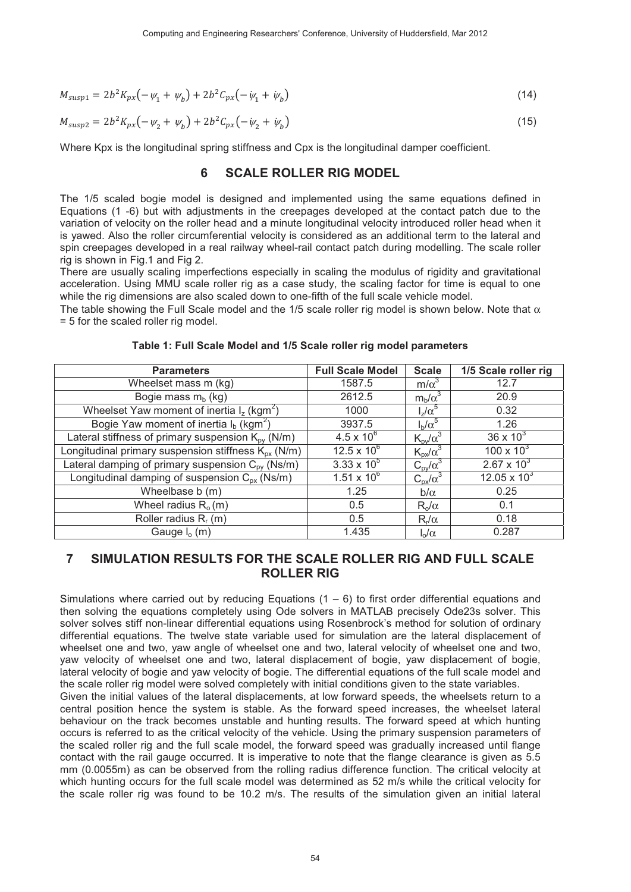$$M_{susp1} = 2b^2 K_{px}\left(-\psi_1 + \psi_b\right) + 2b^2 C_{px}\left(-\dot{\psi}_1 + \dot{\psi}_b\right) \tag{14}$$

$$M_{susp2} = 2b^2 K_{px}\left(-\psi_2 + \psi_b\right) + 2b^2 C_{px}\left(-\dot{\psi}_2 + \dot{\psi}_b\right) \tag{15}$$

Where Kpx is the longitudinal spring stiffness and Cpx is the longitudinal damper coefficient.

## 6 SCALE ROLLER RIG MODEL

The 1/5 scaled bogie model is designed and implemented using the same equations defined in Equations (1 -6) but with adjustments in the creepages developed at the contact patch due to the variation of velocity on the roller head and a minute longitudinal velocity introduced roller head when it is yawed. Also the roller circumferential velocity is considered as an additional term to the lateral and spin creepages developed in a real railway wheel-rail contact patch during modelling. The scale roller rig is shown in Fig.1 and Fig 2.

There are usually scaling imperfections especially in scaling the modulus of rigidity and gravitational acceleration. Using MMU scale roller rig as a case study, the scaling factor for time is equal to one while the rig dimensions are also scaled down to one-fifth of the full scale vehicle model.

The table showing the Full Scale model and the 1/5 scale roller rig model is shown below. Note that $\alpha$ = 5 for the scaled roller rig model.

**Table 1: Full Scale Model and 1/5 Scale roller rig model parameters**

| Parameters | Full Scale Model | Scale | 1/5 Scale roller rig |
|---|---|---|---|
| Wheelset mass m (kg) | 1587.5 | $m/\alpha^3$ | 12.7 |
| Bogie mass $m_b$ (kg) | 2612.5 | $m_b/\alpha^3$ | 20.9 |
| Wheelset Yaw moment of inertia $I_z$ (kgm$^2$) | 1000 | $I_z/\alpha^5$ | 0.32 |
| Bogie Yaw moment of inertia $I_b$ (kgm$^2$) | 3937.5 | $I_b/\alpha^5$ | 1.26 |
| Lateral stiffness of primary suspension $K_{py}$ (N/m) | $4.5 \times 10^6$ | $K_{py}/\alpha^3$ | $36 \times 10^3$ |
| Longitudinal primary suspension stiffness $K_{px}$ (N/m) | $12.5 \times 10^6$ | $K_{px}/\alpha^3$ | $100 \times 10^3$ |
| Lateral damping of primary suspension $C_{py}$ (Ns/m) | $3.33 \times 10^5$ | $C_{py}/\alpha^3$ | $2.67 \times 10^3$ |
| Longitudinal damping of suspension $C_{px}$ (Ns/m) | $1.51 \times 10^6$ | $C_{px}/\alpha^3$ | $12.05 \times 10^3$ |
| Wheelbase b (m) | 1.25 | $b/\alpha$ | 0.25 |
| Wheel radius $R_o$ (m) | 0.5 | $R_o/\alpha$ | 0.1 |
| Roller radius $R_r$ (m) | 0.5 | $R_r/\alpha$ | 0.18 |
| Gauge $l_o$ (m) | 1.435 | $l_o/\alpha$ | 0.287 |

## 7 SIMULATION RESULTS FOR THE SCALE ROLLER RIG AND FULL SCALE ROLLER RIG

Simulations where carried out by reducing Equations (1 – 6) to first order differential equations and then solving the equations completely using Ode solvers in MATLAB precisely Ode23s solver. This solver solves stiff non-linear differential equations using Rosenbrock's method for solution of ordinary differential equations. The twelve state variable used for simulation are the lateral displacement of wheelset one and two, yaw angle of wheelset one and two, lateral velocity of wheelset one and two, yaw velocity of wheelset one and two, lateral displacement of bogie, yaw displacement of bogie, lateral velocity of bogie and yaw velocity of bogie. The differential equations of the full scale model and the scale roller rig model were solved completely with initial conditions given to the state variables.

Given the initial values of the lateral displacements, at low forward speeds, the wheelsets return to a central position hence the system is stable. As the forward speed increases, the wheelset lateral behaviour on the track becomes unstable and hunting results. The forward speed at which hunting occurs is referred to as the critical velocity of the vehicle. Using the primary suspension parameters of the scaled roller rig and the full scale model, the forward speed was gradually increased until flange contact with the rail gauge occurred. It is imperative to note that the flange clearance is given as 5.5 mm (0.0055m) as can be observed from the rolling radius difference function. The critical velocity at which hunting occurs for the full scale model was determined as 52 m/s while the critical velocity for the scale roller rig was found to be 10.2 m/s. The results of the simulation given an initial lateral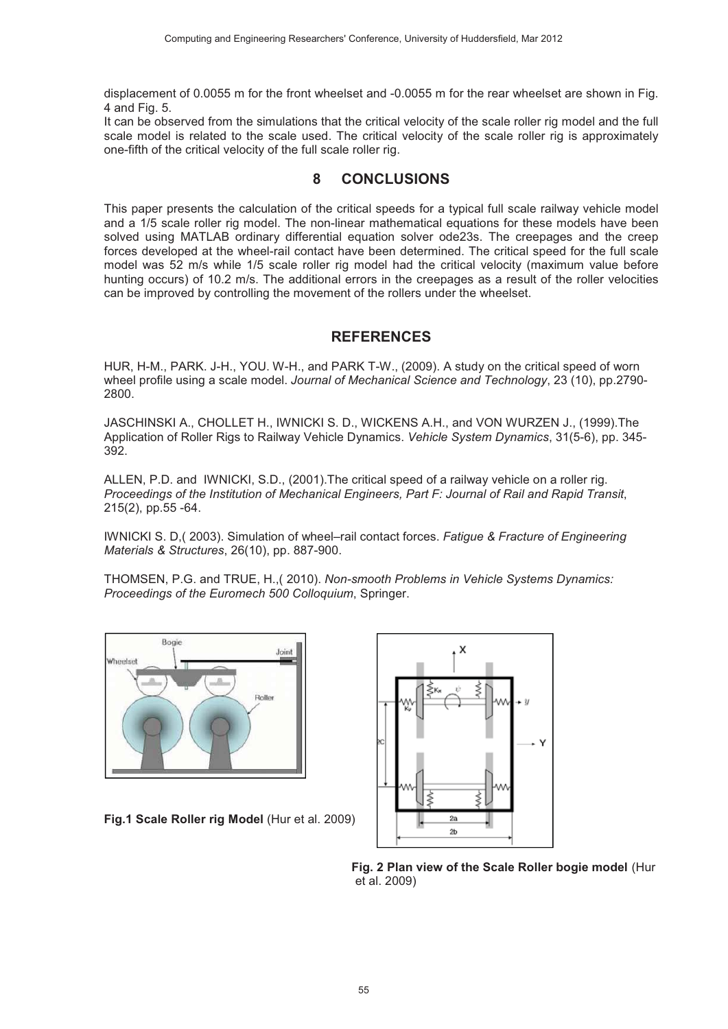displacement of 0.0055 m for the front wheelset and -0.0055 m for the rear wheelset are shown in Fig. 4 and Fig. 5.

It can be observed from the simulations that the critical velocity of the scale roller rig model and the full scale model is related to the scale used. The critical velocity of the scale roller rig is approximately one-fifth of the critical velocity of the full scale roller rig.

## 8 CONCLUSIONS

This paper presents the calculation of the critical speeds for a typical full scale railway vehicle model and a 1/5 scale roller rig model. The non-linear mathematical equations for these models have been solved using MATLAB ordinary differential equation solver ode23s. The creepages and the creep forces developed at the wheel-rail contact have been determined. The critical speed for the full scale model was 52 m/s while 1/5 scale roller rig model had the critical velocity (maximum value before hunting occurs) of 10.2 m/s. The additional errors in the creepages as a result of the roller velocities can be improved by controlling the movement of the rollers under the wheelset.

## REFERENCES

HUR, H-M., PARK. J-H., YOU. W-H., and PARK T-W., (2009). A study on the critical speed of worn wheel profile using a scale model. *Journal of Mechanical Science and Technology*, 23 (10), pp.2790-2800.

JASCHINSKI A., CHOLLET H., IWNICKI S. D., WICKENS A.H., and VON WURZEN J., (1999).The Application of Roller Rigs to Railway Vehicle Dynamics. *Vehicle System Dynamics*, 31(5-6), pp. 345-392.

ALLEN, P.D. and IWNICKI, S.D., (2001).The critical speed of a railway vehicle on a roller rig. *Proceedings of the Institution of Mechanical Engineers, Part F: Journal of Rail and Rapid Transit*, 215(2), pp.55 -64.

IWNICKI S. D,( 2003). Simulation of wheel–rail contact forces. *Fatigue & Fracture of Engineering Materials & Structures*, 26(10), pp. 887-900.

THOMSEN, P.G. and TRUE, H.,( 2010). *Non-smooth Problems in Vehicle Systems Dynamics: Proceedings of the Euromech 500 Colloquium*, Springer.

**Fig.1 Scale Roller rig Model** (Hur et al. 2009)

**Fig. 2 Plan view of the Scale Roller bogie model** (Hur et al. 2009)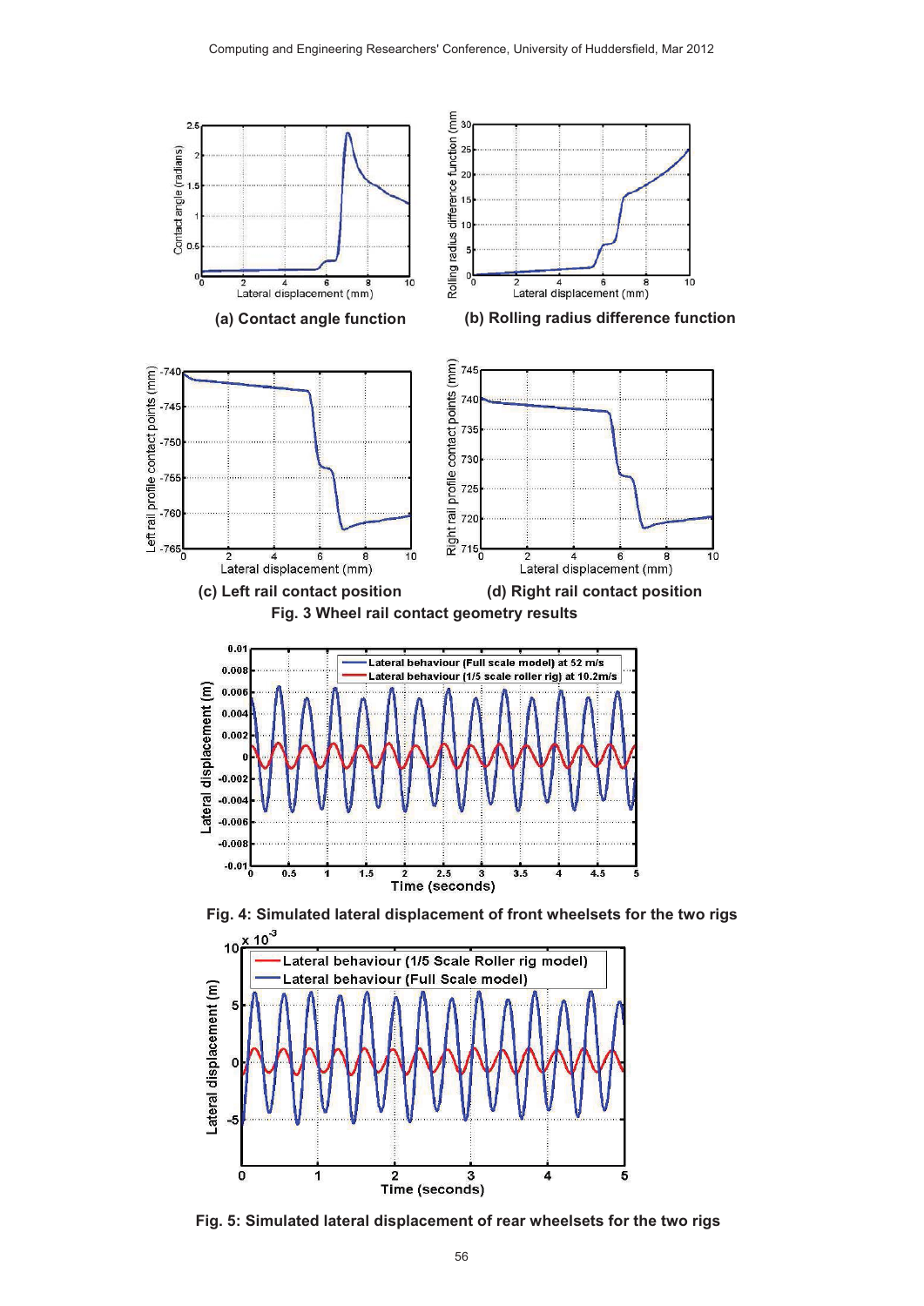Contact angle (radians)

Lateral displacement (mm)

**(a) Contact angle function**

Rolling radius difference function (mm

Lateral displacement (mm)

**(b) Rolling radius difference function**

Left rail profile contact points (mm)

Lateral displacement (mm)

**(c) Left rail contact position**

Right rail profile contact points (mm)

Lateral displacement (mm)

**(d) Right rail contact position**

**Fig. 3 Wheel rail contact geometry results**

Lateral behaviour (Full scale model) at 52 m/s

Lateral behaviour (1/5 scale roller rig) at 10.2m/s

Lateral displacement (m)

Time (seconds)

**Fig. 4: Simulated lateral displacement of front wheelsets for the two rigs**

x 10$^{-3}$

Lateral behaviour (1/5 Scale Roller rig model)

Lateral behaviour (Full Scale model)

Lateral displacement (m)

Time (seconds)

**Fig. 5: Simulated lateral displacement of rear wheelsets for the two rigs**